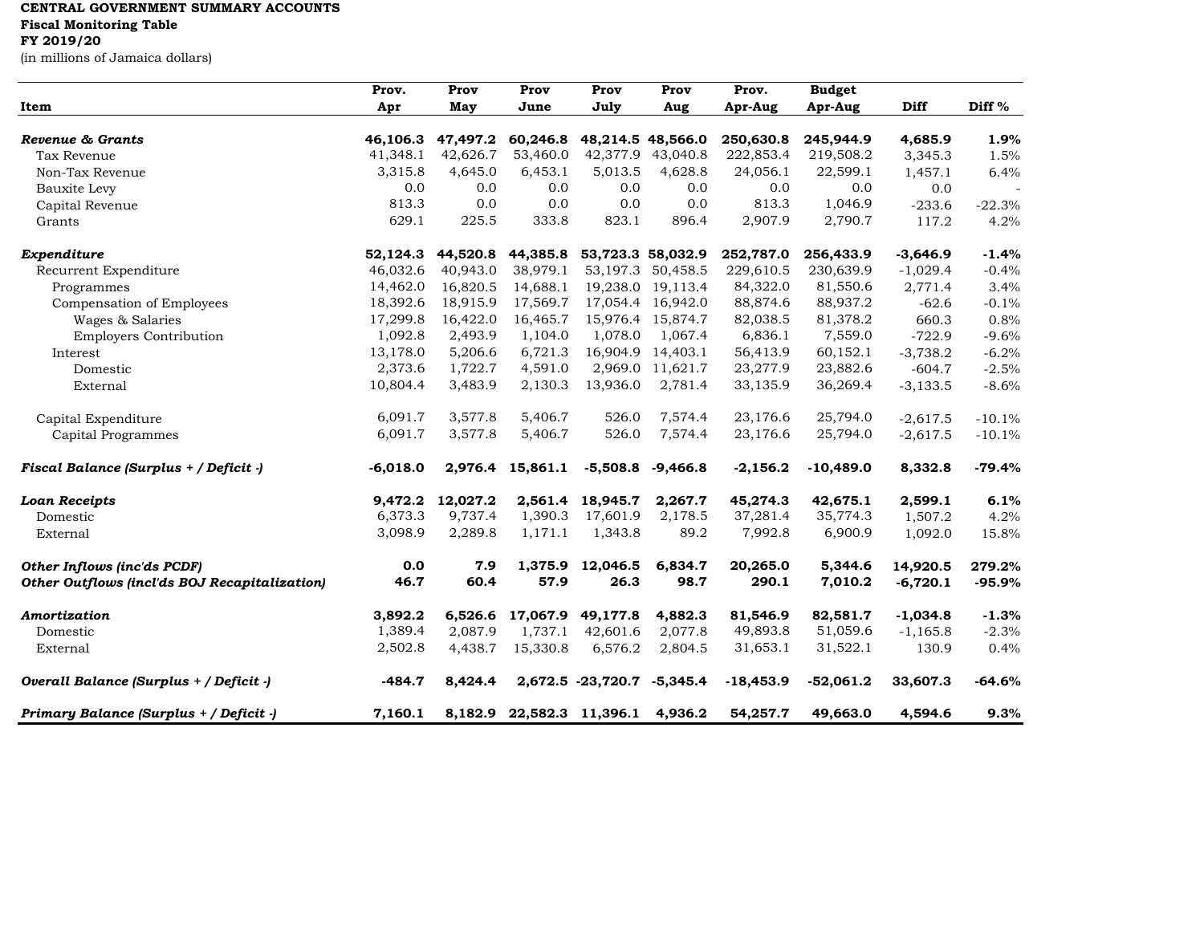**CENTRAL GOVERNMENT SUMMARY ACCOUNTS**
**Fiscal Monitoring Table**
**FY 2019/20**
(in millions of Jamaica dollars)

| Item | Prov. Apr | Prov May | Prov June | Prov July | Prov Aug | Prov. Apr-Aug | Budget Apr-Aug | Diff | Diff % |
|---|---|---|---|---|---|---|---|---|---|
| ***Revenue & Grants*** | **46,106.3** | **47,497.2** | **60,246.8** | **48,214.5** | **48,566.0** | **250,630.8** | **245,944.9** | **4,685.9** | **1.9%** |
| Tax Revenue | 41,348.1 | 42,626.7 | 53,460.0 | 42,377.9 | 43,040.8 | 222,853.4 | 219,508.2 | 3,345.3 | 1.5% |
| Non-Tax Revenue | 3,315.8 | 4,645.0 | 6,453.1 | 5,013.5 | 4,628.8 | 24,056.1 | 22,599.1 | 1,457.1 | 6.4% |
| Bauxite Levy | 0.0 | 0.0 | 0.0 | 0.0 | 0.0 | 0.0 | 0.0 | 0.0 | - |
| Capital Revenue | 813.3 | 0.0 | 0.0 | 0.0 | 0.0 | 813.3 | 1,046.9 | -233.6 | -22.3% |
| Grants | 629.1 | 225.5 | 333.8 | 823.1 | 896.4 | 2,907.9 | 2,790.7 | 117.2 | 4.2% |
| ***Expenditure*** | **52,124.3** | **44,520.8** | **44,385.8** | **53,723.3** | **58,032.9** | **252,787.0** | **256,433.9** | **-3,646.9** | **-1.4%** |
| Recurrent Expenditure | 46,032.6 | 40,943.0 | 38,979.1 | 53,197.3 | 50,458.5 | 229,610.5 | 230,639.9 | -1,029.4 | -0.4% |
| Programmes | 14,462.0 | 16,820.5 | 14,688.1 | 19,238.0 | 19,113.4 | 84,322.0 | 81,550.6 | 2,771.4 | 3.4% |
| Compensation of Employees | 18,392.6 | 18,915.9 | 17,569.7 | 17,054.4 | 16,942.0 | 88,874.6 | 88,937.2 | -62.6 | -0.1% |
| Wages & Salaries | 17,299.8 | 16,422.0 | 16,465.7 | 15,976.4 | 15,874.7 | 82,038.5 | 81,378.2 | 660.3 | 0.8% |
| Employers Contribution | 1,092.8 | 2,493.9 | 1,104.0 | 1,078.0 | 1,067.4 | 6,836.1 | 7,559.0 | -722.9 | -9.6% |
| Interest | 13,178.0 | 5,206.6 | 6,721.3 | 16,904.9 | 14,403.1 | 56,413.9 | 60,152.1 | -3,738.2 | -6.2% |
| Domestic | 2,373.6 | 1,722.7 | 4,591.0 | 2,969.0 | 11,621.7 | 23,277.9 | 23,882.6 | -604.7 | -2.5% |
| External | 10,804.4 | 3,483.9 | 2,130.3 | 13,936.0 | 2,781.4 | 33,135.9 | 36,269.4 | -3,133.5 | -8.6% |
| Capital Expenditure | 6,091.7 | 3,577.8 | 5,406.7 | 526.0 | 7,574.4 | 23,176.6 | 25,794.0 | -2,617.5 | -10.1% |
| Capital Programmes | 6,091.7 | 3,577.8 | 5,406.7 | 526.0 | 7,574.4 | 23,176.6 | 25,794.0 | -2,617.5 | -10.1% |
| ***Fiscal Balance (Surplus + / Deficit -)*** | **-6,018.0** | **2,976.4** | **15,861.1** | **-5,508.8** | **-9,466.8** | **-2,156.2** | **-10,489.0** | **8,332.8** | **-79.4%** |
| ***Loan Receipts*** | **9,472.2** | **12,027.2** | **2,561.4** | **18,945.7** | **2,267.7** | **45,274.3** | **42,675.1** | **2,599.1** | **6.1%** |
| Domestic | 6,373.3 | 9,737.4 | 1,390.3 | 17,601.9 | 2,178.5 | 37,281.4 | 35,774.3 | 1,507.2 | 4.2% |
| External | 3,098.9 | 2,289.8 | 1,171.1 | 1,343.8 | 89.2 | 7,992.8 | 6,900.9 | 1,092.0 | 15.8% |
| ***Other Inflows (inc'ds PCDF)*** | **0.0** | **7.9** | **1,375.9** | **12,046.5** | **6,834.7** | **20,265.0** | **5,344.6** | **14,920.5** | **279.2%** |
| ***Other Outflows (incl'ds BOJ Recapitalization)*** | **46.7** | **60.4** | **57.9** | **26.3** | **98.7** | **290.1** | **7,010.2** | **-6,720.1** | **-95.9%** |
| ***Amortization*** | **3,892.2** | **6,526.6** | **17,067.9** | **49,177.8** | **4,882.3** | **81,546.9** | **82,581.7** | **-1,034.8** | **-1.3%** |
| Domestic | 1,389.4 | 2,087.9 | 1,737.1 | 42,601.6 | 2,077.8 | 49,893.8 | 51,059.6 | -1,165.8 | -2.3% |
| External | 2,502.8 | 4,438.7 | 15,330.8 | 6,576.2 | 2,804.5 | 31,653.1 | 31,522.1 | 130.9 | 0.4% |
| ***Overall Balance (Surplus + / Deficit -)*** | **-484.7** | **8,424.4** | **2,672.5** | **-23,720.7** | **-5,345.4** | **-18,453.9** | **-52,061.2** | **33,607.3** | **-64.6%** |
| ***Primary Balance (Surplus + / Deficit -)*** | **7,160.1** | **8,182.9** | **22,582.3** | **11,396.1** | **4,936.2** | **54,257.7** | **49,663.0** | **4,594.6** | **9.3%** |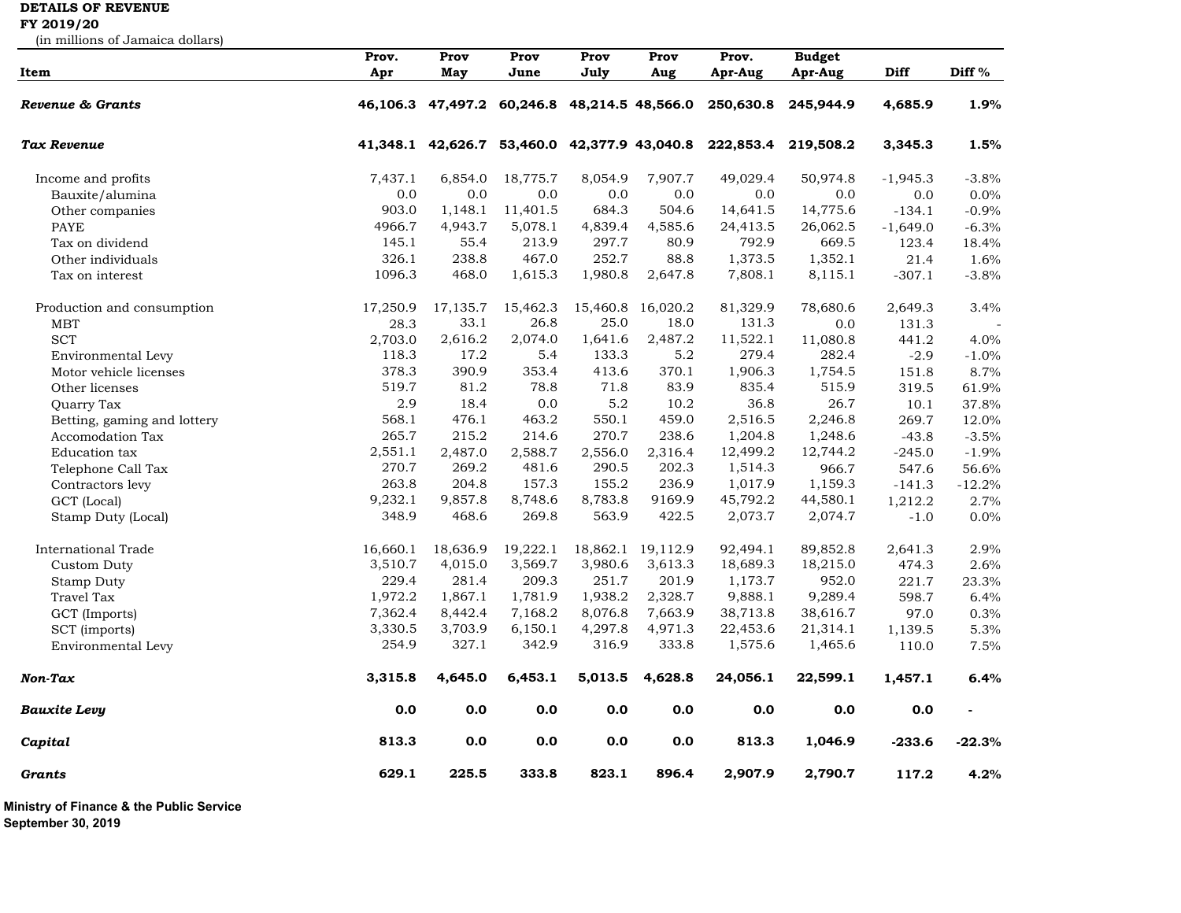**DETAILS OF REVENUE**
**FY 2019/20**
(in millions of Jamaica dollars)

| Item | Prov. Apr | Prov May | Prov June | Prov July | Prov Aug | Prov. Apr-Aug | Budget Apr-Aug | Diff | Diff % |
|---|---|---|---|---|---|---|---|---|---|
| ***Revenue & Grants*** | **46,106.3** | **47,497.2** | **60,246.8** | **48,214.5** | **48,566.0** | **250,630.8** | **245,944.9** | **4,685.9** | **1.9%** |
| ***Tax Revenue*** | **41,348.1** | **42,626.7** | **53,460.0** | **42,377.9** | **43,040.8** | **222,853.4** | **219,508.2** | **3,345.3** | **1.5%** |
| Income and profits | 7,437.1 | 6,854.0 | 18,775.7 | 8,054.9 | 7,907.7 | 49,029.4 | 50,974.8 | -1,945.3 | -3.8% |
| Bauxite/alumina | 0.0 | 0.0 | 0.0 | 0.0 | 0.0 | 0.0 | 0.0 | 0.0 | 0.0% |
| Other companies | 903.0 | 1,148.1 | 11,401.5 | 684.3 | 504.6 | 14,641.5 | 14,775.6 | -134.1 | -0.9% |
| PAYE | 4966.7 | 4,943.7 | 5,078.1 | 4,839.4 | 4,585.6 | 24,413.5 | 26,062.5 | -1,649.0 | -6.3% |
| Tax on dividend | 145.1 | 55.4 | 213.9 | 297.7 | 80.9 | 792.9 | 669.5 | 123.4 | 18.4% |
| Other individuals | 326.1 | 238.8 | 467.0 | 252.7 | 88.8 | 1,373.5 | 1,352.1 | 21.4 | 1.6% |
| Tax on interest | 1096.3 | 468.0 | 1,615.3 | 1,980.8 | 2,647.8 | 7,808.1 | 8,115.1 | -307.1 | -3.8% |
| Production and consumption | 17,250.9 | 17,135.7 | 15,462.3 | 15,460.8 | 16,020.2 | 81,329.9 | 78,680.6 | 2,649.3 | 3.4% |
| MBT | 28.3 | 33.1 | 26.8 | 25.0 | 18.0 | 131.3 | 0.0 | 131.3 | - |
| SCT | 2,703.0 | 2,616.2 | 2,074.0 | 1,641.6 | 2,487.2 | 11,522.1 | 11,080.8 | 441.2 | 4.0% |
| Environmental Levy | 118.3 | 17.2 | 5.4 | 133.3 | 5.2 | 279.4 | 282.4 | -2.9 | -1.0% |
| Motor vehicle licenses | 378.3 | 390.9 | 353.4 | 413.6 | 370.1 | 1,906.3 | 1,754.5 | 151.8 | 8.7% |
| Other licenses | 519.7 | 81.2 | 78.8 | 71.8 | 83.9 | 835.4 | 515.9 | 319.5 | 61.9% |
| Quarry Tax | 2.9 | 18.4 | 0.0 | 5.2 | 10.2 | 36.8 | 26.7 | 10.1 | 37.8% |
| Betting, gaming and lottery | 568.1 | 476.1 | 463.2 | 550.1 | 459.0 | 2,516.5 | 2,246.8 | 269.7 | 12.0% |
| Accomodation Tax | 265.7 | 215.2 | 214.6 | 270.7 | 238.6 | 1,204.8 | 1,248.6 | -43.8 | -3.5% |
| Education tax | 2,551.1 | 2,487.0 | 2,588.7 | 2,556.0 | 2,316.4 | 12,499.2 | 12,744.2 | -245.0 | -1.9% |
| Telephone Call Tax | 270.7 | 269.2 | 481.6 | 290.5 | 202.3 | 1,514.3 | 966.7 | 547.6 | 56.6% |
| Contractors levy | 263.8 | 204.8 | 157.3 | 155.2 | 236.9 | 1,017.9 | 1,159.3 | -141.3 | -12.2% |
| GCT (Local) | 9,232.1 | 9,857.8 | 8,748.6 | 8,783.8 | 9169.9 | 45,792.2 | 44,580.1 | 1,212.2 | 2.7% |
| Stamp Duty (Local) | 348.9 | 468.6 | 269.8 | 563.9 | 422.5 | 2,073.7 | 2,074.7 | -1.0 | 0.0% |
| International Trade | 16,660.1 | 18,636.9 | 19,222.1 | 18,862.1 | 19,112.9 | 92,494.1 | 89,852.8 | 2,641.3 | 2.9% |
| Custom Duty | 3,510.7 | 4,015.0 | 3,569.7 | 3,980.6 | 3,613.3 | 18,689.3 | 18,215.0 | 474.3 | 2.6% |
| Stamp Duty | 229.4 | 281.4 | 209.3 | 251.7 | 201.9 | 1,173.7 | 952.0 | 221.7 | 23.3% |
| Travel Tax | 1,972.2 | 1,867.1 | 1,781.9 | 1,938.2 | 2,328.7 | 9,888.1 | 9,289.4 | 598.7 | 6.4% |
| GCT (Imports) | 7,362.4 | 8,442.4 | 7,168.2 | 8,076.8 | 7,663.9 | 38,713.8 | 38,616.7 | 97.0 | 0.3% |
| SCT (imports) | 3,330.5 | 3,703.9 | 6,150.1 | 4,297.8 | 4,971.3 | 22,453.6 | 21,314.1 | 1,139.5 | 5.3% |
| Environmental Levy | 254.9 | 327.1 | 342.9 | 316.9 | 333.8 | 1,575.6 | 1,465.6 | 110.0 | 7.5% |
| ***Non-Tax*** | **3,315.8** | **4,645.0** | **6,453.1** | **5,013.5** | **4,628.8** | **24,056.1** | **22,599.1** | **1,457.1** | **6.4%** |
| ***Bauxite Levy*** | **0.0** | **0.0** | **0.0** | **0.0** | **0.0** | **0.0** | **0.0** | **0.0** | **-** |
| ***Capital*** | **813.3** | **0.0** | **0.0** | **0.0** | **0.0** | **813.3** | **1,046.9** | **-233.6** | **-22.3%** |
| ***Grants*** | **629.1** | **225.5** | **333.8** | **823.1** | **896.4** | **2,907.9** | **2,790.7** | **117.2** | **4.2%** |

**Ministry of Finance & the Public Service**
**September 30, 2019**